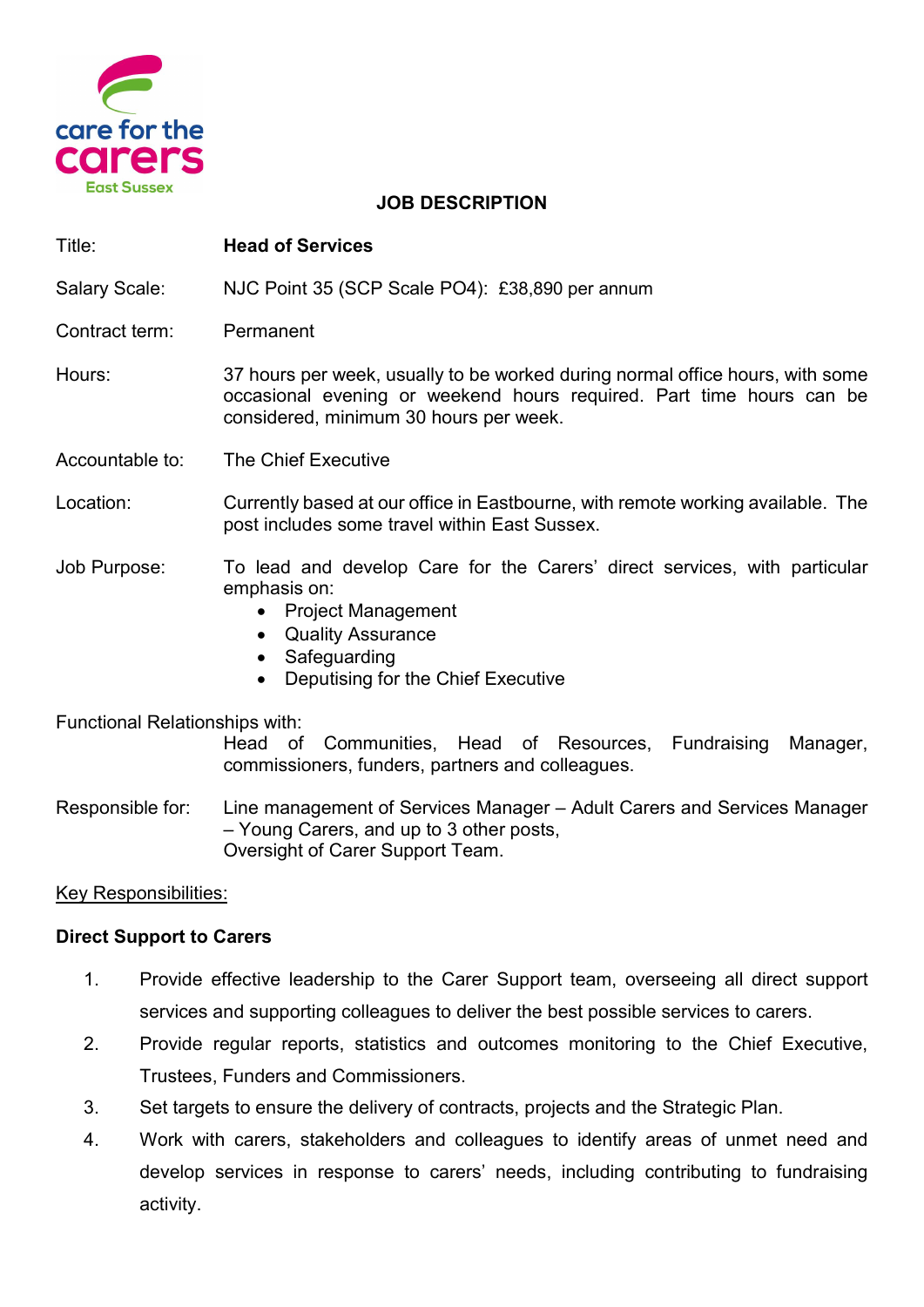# JOB DESCRIPTION

**Title:** **Head of Services**

**Salary Scale:** NJC Point 35 (SCP Scale PO4): £38,890 per annum

**Contract term:** Permanent

**Hours:** 37 hours per week, usually to be worked during normal office hours, with some occasional evening or weekend hours required. Part time hours can be considered, minimum 30 hours per week.

**Accountable to:** The Chief Executive

**Location:** Currently based at our office in Eastbourne, with remote working available. The post includes some travel within East Sussex.

**Job Purpose:** To lead and develop Care for the Carers' direct services, with particular emphasis on:

- Project Management
- Quality Assurance
- Safeguarding
- Deputising for the Chief Executive

**Functional Relationships with:** Head of Communities, Head of Resources, Fundraising Manager, commissioners, funders, partners and colleagues.

**Responsible for:** Line management of Services Manager – Adult Carers and Services Manager – Young Carers, and up to 3 other posts,
Oversight of Carer Support Team.

## Key Responsibilities:

### Direct Support to Carers

1. Provide effective leadership to the Carer Support team, overseeing all direct support services and supporting colleagues to deliver the best possible services to carers.
2. Provide regular reports, statistics and outcomes monitoring to the Chief Executive, Trustees, Funders and Commissioners.
3. Set targets to ensure the delivery of contracts, projects and the Strategic Plan.
4. Work with carers, stakeholders and colleagues to identify areas of unmet need and develop services in response to carers' needs, including contributing to fundraising activity.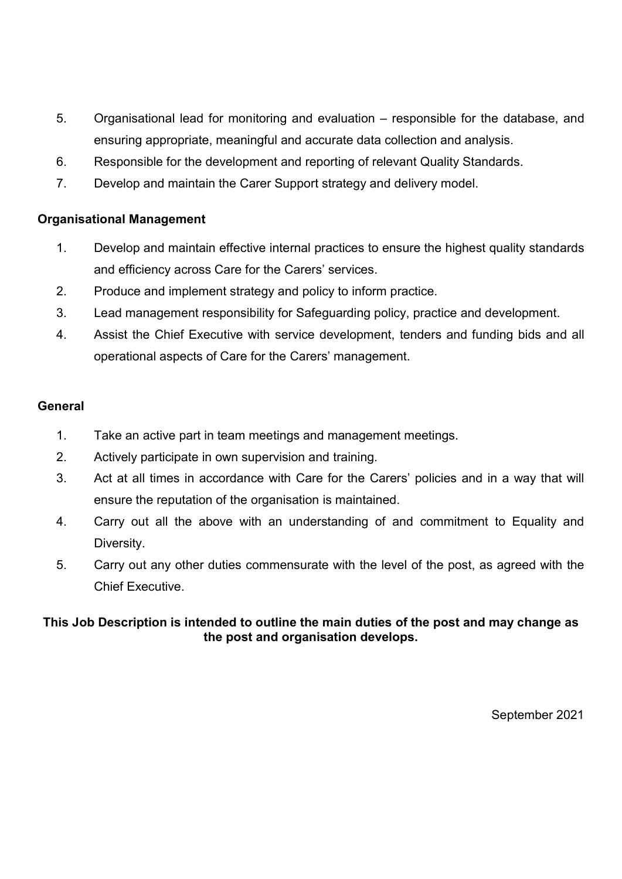5. Organisational lead for monitoring and evaluation – responsible for the database, and ensuring appropriate, meaningful and accurate data collection and analysis.
6. Responsible for the development and reporting of relevant Quality Standards.
7. Develop and maintain the Carer Support strategy and delivery model.

**Organisational Management**

1. Develop and maintain effective internal practices to ensure the highest quality standards and efficiency across Care for the Carers' services.
2. Produce and implement strategy and policy to inform practice.
3. Lead management responsibility for Safeguarding policy, practice and development.
4. Assist the Chief Executive with service development, tenders and funding bids and all operational aspects of Care for the Carers' management.

**General**

1. Take an active part in team meetings and management meetings.
2. Actively participate in own supervision and training.
3. Act at all times in accordance with Care for the Carers' policies and in a way that will ensure the reputation of the organisation is maintained.
4. Carry out all the above with an understanding of and commitment to Equality and Diversity.
5. Carry out any other duties commensurate with the level of the post, as agreed with the Chief Executive.

**This Job Description is intended to outline the main duties of the post and may change as the post and organisation develops.**

September 2021